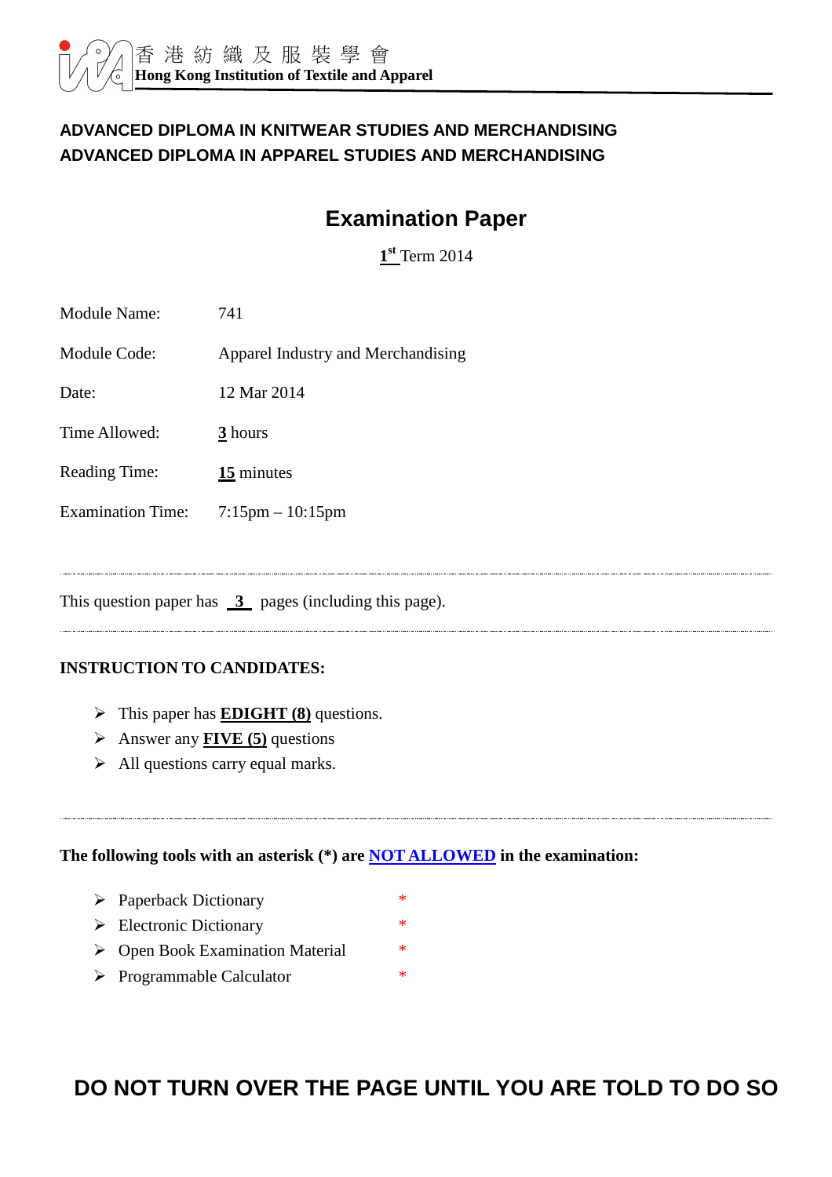香 港 紡 織 及 服 裝 學 會
**Hong Kong Institution of Textile and Apparel**

## ADVANCED DIPLOMA IN KNITWEAR STUDIES AND MERCHANDISING
## ADVANCED DIPLOMA IN APPAREL STUDIES AND MERCHANDISING

# Examination Paper

1st Term 2014

| | |
|---|---|
| Module Name: | 741 |
| Module Code: | Apparel Industry and Merchandising |
| Date: | 12 Mar 2014 |
| Time Allowed: | **3** hours |
| Reading Time: | **15** minutes |
| Examination Time: | 7:15pm – 10:15pm |

---

This question paper has **3** pages (including this page).

---

**INSTRUCTION TO CANDIDATES:**

- This paper has **EDIGHT (8)** questions.
- Answer any **FIVE (5)** questions
- All questions carry equal marks.

---

**The following tools with an asterisk (*) are NOT ALLOWED in the examination:**

- Paperback Dictionary *
- Electronic Dictionary *
- Open Book Examination Material *
- Programmable Calculator *

**DO NOT TURN OVER THE PAGE UNTIL YOU ARE TOLD TO DO SO**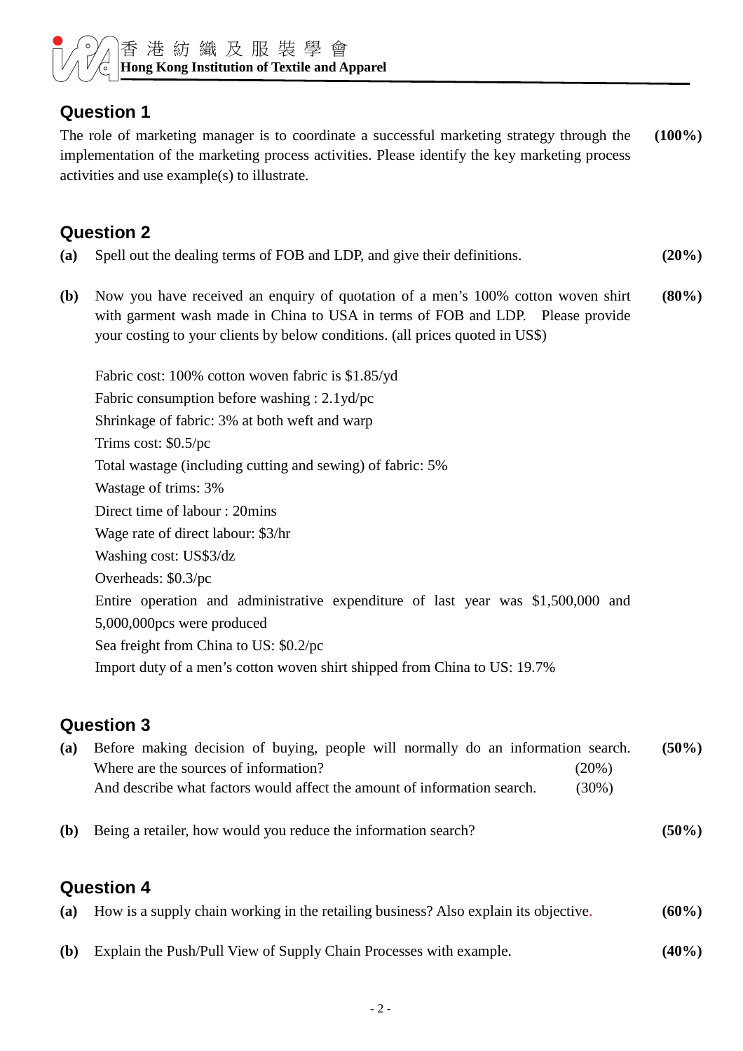## Question 1

The role of marketing manager is to coordinate a successful marketing strategy through the implementation of the marketing process activities. Please identify the key marketing process activities and use example(s) to illustrate. **(100%)**

## Question 2

**(a)** Spell out the dealing terms of FOB and LDP, and give their definitions. **(20%)**

**(b)** Now you have received an enquiry of quotation of a men's 100% cotton woven shirt with garment wash made in China to USA in terms of FOB and LDP. Please provide your costing to your clients by below conditions. (all prices quoted in US$) **(80%)**

Fabric cost: 100% cotton woven fabric is $1.85/yd
Fabric consumption before washing : 2.1yd/pc
Shrinkage of fabric: 3% at both weft and warp
Trims cost: $0.5/pc
Total wastage (including cutting and sewing) of fabric: 5%
Wastage of trims: 3%
Direct time of labour : 20mins
Wage rate of direct labour: $3/hr
Washing cost: US$3/dz
Overheads: $0.3/pc
Entire operation and administrative expenditure of last year was $1,500,000 and 5,000,000pcs were produced
Sea freight from China to US: $0.2/pc
Import duty of a men's cotton woven shirt shipped from China to US: 19.7%

## Question 3

**(a)** Before making decision of buying, people will normally do an information search. **(50%)**
Where are the sources of information? (20%)
And describe what factors would affect the amount of information search. (30%)

**(b)** Being a retailer, how would you reduce the information search? **(50%)**

## Question 4

**(a)** How is a supply chain working in the retailing business? Also explain its objective. **(60%)**

**(b)** Explain the Push/Pull View of Supply Chain Processes with example. **(40%)**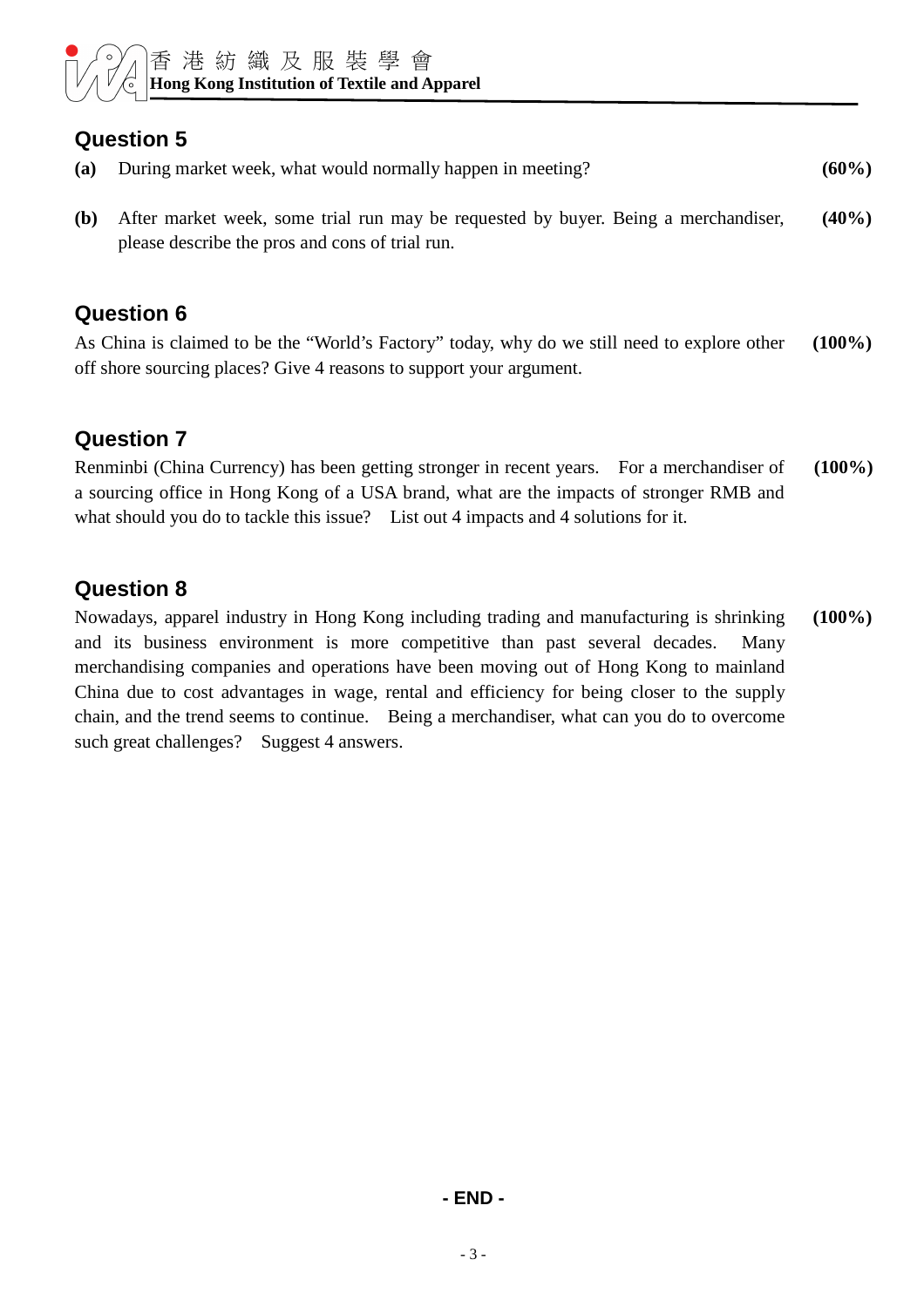## Question 5

**(a)** During market week, what would normally happen in meeting? **(60%)**

**(b)** After market week, some trial run may be requested by buyer. Being a merchandiser, please describe the pros and cons of trial run. **(40%)**

## Question 6

As China is claimed to be the "World's Factory" today, why do we still need to explore other off shore sourcing places? Give 4 reasons to support your argument. **(100%)**

## Question 7

Renminbi (China Currency) has been getting stronger in recent years. For a merchandiser of a sourcing office in Hong Kong of a USA brand, what are the impacts of stronger RMB and what should you do to tackle this issue? List out 4 impacts and 4 solutions for it. **(100%)**

## Question 8

Nowadays, apparel industry in Hong Kong including trading and manufacturing is shrinking and its business environment is more competitive than past several decades. Many merchandising companies and operations have been moving out of Hong Kong to mainland China due to cost advantages in wage, rental and efficiency for being closer to the supply chain, and the trend seems to continue. Being a merchandiser, what can you do to overcome such great challenges? Suggest 4 answers. **(100%)**

**- END -**